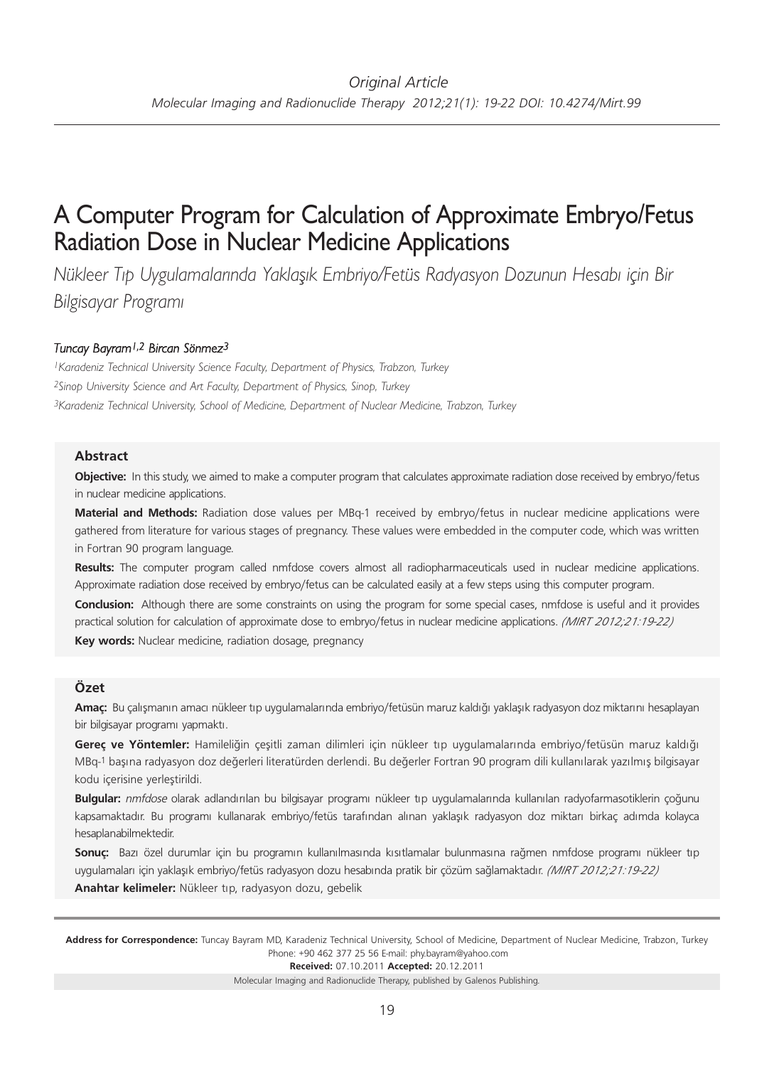*Original Article*

# A Computer Program for Calculation of Approximate Embryo/Fetus Radiation Dose in Nuclear Medicine Applications

*Nükleer Tıp Uygulamalarında Yaklaşık Embriyo/Fetüs Radyasyon Dozunun Hesabı için Bir Bilgisayar Programı*

*Tuncay Bayram[1,2] Bircan Sönmez[3]*

[1]*Karadeniz Technical University Science Faculty, Department of Physics, Trabzon, Turkey*
[2]*Sinop University Science and Art Faculty, Department of Physics, Sinop, Turkey*
[3]*Karadeniz Technical University, School of Medicine, Department of Nuclear Medicine, Trabzon, Turkey*

## Abstract

**Objective:** In this study, we aimed to make a computer program that calculates approximate radiation dose received by embryo/fetus in nuclear medicine applications.

**Material and Methods:** Radiation dose values per MBq-1 received by embryo/fetus in nuclear medicine applications were gathered from literature for various stages of pregnancy. These values were embedded in the computer code, which was written in Fortran 90 program language.

**Results:** The computer program called nmfdose covers almost all radiopharmaceuticals used in nuclear medicine applications. Approximate radiation dose received by embryo/fetus can be calculated easily at a few steps using this computer program.

**Conclusion:** Although there are some constraints on using the program for some special cases, nmfdose is useful and it provides practical solution for calculation of approximate dose to embryo/fetus in nuclear medicine applications. *(MIRT 2012;21:19-22)*

**Key words:** Nuclear medicine, radiation dosage, pregnancy

## Özet

**Amaç:** Bu çalışmanın amacı nükleer tıp uygulamalarında embriyo/fetüsün maruz kaldığı yaklaşık radyasyon doz miktarını hesaplayan bir bilgisayar programı yapmaktı.

**Gereç ve Yöntemler:** Hamileliğin çeşitli zaman dilimleri için nükleer tıp uygulamalarında embriyo/fetüsün maruz kaldığı MBq-1 başına radyasyon doz değerleri literatürden derlendi. Bu değerler Fortran 90 program dili kullanılarak yazılmış bilgisayar kodu içerisine yerleştirildi.

**Bulgular:** *nmfdose* olarak adlandırılan bu bilgisayar programı nükleer tıp uygulamalarında kullanılan radyofarmasotiklerin çoğunu kapsamaktadır. Bu programı kullanarak embriyo/fetüs tarafından alınan yaklaşık radyasyon doz miktarı birkaç adımda kolayca hesaplanabilmektedir.

**Sonuç:** Bazı özel durumlar için bu programın kullanılmasında kısıtlamalar bulunmasına rağmen nmfdose programı nükleer tıp uygulamaları için yaklaşık embriyo/fetüs radyasyon dozu hesabında pratik bir çözüm sağlamaktadır. *(MIRT 2012;21:19-22)*

**Anahtar kelimeler:** Nükleer tıp, radyasyon dozu, gebelik

**Address for Correspondence:** Tuncay Bayram MD, Karadeniz Technical University, School of Medicine, Department of Nuclear Medicine, Trabzon, Turkey
Phone: +90 462 377 25 56 E-mail: phy.bayram@yahoo.com
**Received:** 07.10.2011 **Accepted:** 20.12.2011
Molecular Imaging and Radionuclide Therapy, published by Galenos Publishing.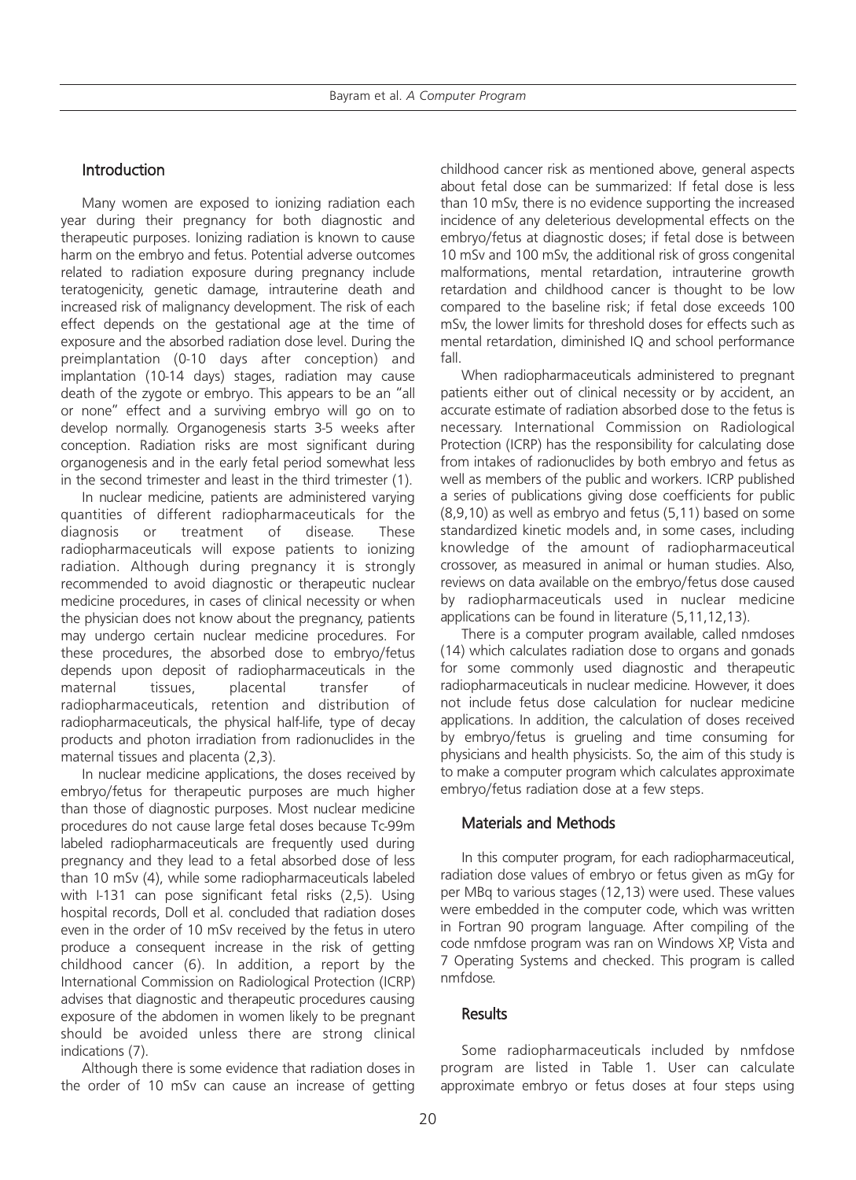## Introduction

Many women are exposed to ionizing radiation each year during their pregnancy for both diagnostic and therapeutic purposes. Ionizing radiation is known to cause harm on the embryo and fetus. Potential adverse outcomes related to radiation exposure during pregnancy include teratogenicity, genetic damage, intrauterine death and increased risk of malignancy development. The risk of each effect depends on the gestational age at the time of exposure and the absorbed radiation dose level. During the preimplantation (0-10 days after conception) and implantation (10-14 days) stages, radiation may cause death of the zygote or embryo. This appears to be an "all or none" effect and a surviving embryo will go on to develop normally. Organogenesis starts 3-5 weeks after conception. Radiation risks are most significant during organogenesis and in the early fetal period somewhat less in the second trimester and least in the third trimester (1).

In nuclear medicine, patients are administered varying quantities of different radiopharmaceuticals for the diagnosis or treatment of disease. These radiopharmaceuticals will expose patients to ionizing radiation. Although during pregnancy it is strongly recommended to avoid diagnostic or therapeutic nuclear medicine procedures, in cases of clinical necessity or when the physician does not know about the pregnancy, patients may undergo certain nuclear medicine procedures. For these procedures, the absorbed dose to embryo/fetus depends upon deposit of radiopharmaceuticals in the maternal tissues, placental transfer of radiopharmaceuticals, retention and distribution of radiopharmaceuticals, the physical half-life, type of decay products and photon irradiation from radionuclides in the maternal tissues and placenta (2,3).

In nuclear medicine applications, the doses received by embryo/fetus for therapeutic purposes are much higher than those of diagnostic purposes. Most nuclear medicine procedures do not cause large fetal doses because Tc-99m labeled radiopharmaceuticals are frequently used during pregnancy and they lead to a fetal absorbed dose of less than 10 mSv (4), while some radiopharmaceuticals labeled with I-131 can pose significant fetal risks (2,5). Using hospital records, Doll et al. concluded that radiation doses even in the order of 10 mSv received by the fetus in utero produce a consequent increase in the risk of getting childhood cancer (6). In addition, a report by the International Commission on Radiological Protection (ICRP) advises that diagnostic and therapeutic procedures causing exposure of the abdomen in women likely to be pregnant should be avoided unless there are strong clinical indications (7).

Although there is some evidence that radiation doses in the order of 10 mSv can cause an increase of getting childhood cancer risk as mentioned above, general aspects about fetal dose can be summarized: If fetal dose is less than 10 mSv, there is no evidence supporting the increased incidence of any deleterious developmental effects on the embryo/fetus at diagnostic doses; if fetal dose is between 10 mSv and 100 mSv, the additional risk of gross congenital malformations, mental retardation, intrauterine growth retardation and childhood cancer is thought to be low compared to the baseline risk; if fetal dose exceeds 100 mSv, the lower limits for threshold doses for effects such as mental retardation, diminished IQ and school performance fall.

When radiopharmaceuticals administered to pregnant patients either out of clinical necessity or by accident, an accurate estimate of radiation absorbed dose to the fetus is necessary. International Commission on Radiological Protection (ICRP) has the responsibility for calculating dose from intakes of radionuclides by both embryo and fetus as well as members of the public and workers. ICRP published a series of publications giving dose coefficients for public (8,9,10) as well as embryo and fetus (5,11) based on some standardized kinetic models and, in some cases, including knowledge of the amount of radiopharmaceutical crossover, as measured in animal or human studies. Also, reviews on data available on the embryo/fetus dose caused by radiopharmaceuticals used in nuclear medicine applications can be found in literature (5,11,12,13).

There is a computer program available, called nmdoses (14) which calculates radiation dose to organs and gonads for some commonly used diagnostic and therapeutic radiopharmaceuticals in nuclear medicine. However, it does not include fetus dose calculation for nuclear medicine applications. In addition, the calculation of doses received by embryo/fetus is grueling and time consuming for physicians and health physicists. So, the aim of this study is to make a computer program which calculates approximate embryo/fetus radiation dose at a few steps.

## Materials and Methods

In this computer program, for each radiopharmaceutical, radiation dose values of embryo or fetus given as mGy for per MBq to various stages (12,13) were used. These values were embedded in the computer code, which was written in Fortran 90 program language. After compiling of the code nmfdose program was ran on Windows XP, Vista and 7 Operating Systems and checked. This program is called nmfdose.

## Results

Some radiopharmaceuticals included by nmfdose program are listed in Table 1. User can calculate approximate embryo or fetus doses at four steps using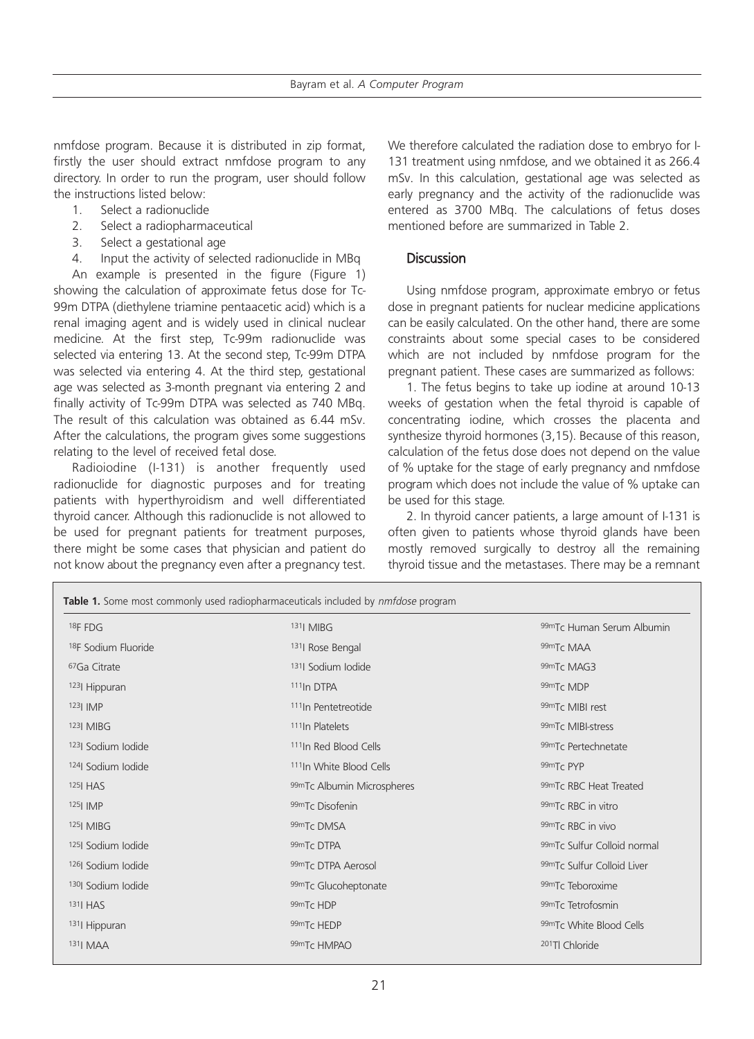nmfdose program. Because it is distributed in zip format, firstly the user should extract nmfdose program to any directory. In order to run the program, user should follow the instructions listed below:

1. Select a radionuclide
2. Select a radiopharmaceutical
3. Select a gestational age
4. Input the activity of selected radionuclide in MBq

An example is presented in the figure (Figure 1) showing the calculation of approximate fetus dose for Tc-99m DTPA (diethylene triamine pentaacetic acid) which is a renal imaging agent and is widely used in clinical nuclear medicine. At the first step, Tc-99m radionuclide was selected via entering 13. At the second step, Tc-99m DTPA was selected via entering 4. At the third step, gestational age was selected as 3-month pregnant via entering 2 and finally activity of Tc-99m DTPA was selected as 740 MBq. The result of this calculation was obtained as 6.44 mSv. After the calculations, the program gives some suggestions relating to the level of received fetal dose.

Radioiodine (I-131) is another frequently used radionuclide for diagnostic purposes and for treating patients with hyperthyroidism and well differentiated thyroid cancer. Although this radionuclide is not allowed to be used for pregnant patients for treatment purposes, there might be some cases that physician and patient do not know about the pregnancy even after a pregnancy test. We therefore calculated the radiation dose to embryo for I-131 treatment using nmfdose, and we obtained it as 266.4 mSv. In this calculation, gestational age was selected as early pregnancy and the activity of the radionuclide was entered as 3700 MBq. The calculations of fetus doses mentioned before are summarized in Table 2.

## Discussion

Using nmfdose program, approximate embryo or fetus dose in pregnant patients for nuclear medicine applications can be easily calculated. On the other hand, there are some constraints about some special cases to be considered which are not included by nmfdose program for the pregnant patient. These cases are summarized as follows:

1. The fetus begins to take up iodine at around 10-13 weeks of gestation when the fetal thyroid is capable of concentrating iodine, which crosses the placenta and synthesize thyroid hormones (3,15). Because of this reason, calculation of the fetus dose does not depend on the value of % uptake for the stage of early pregnancy and nmfdose program which does not include the value of % uptake can be used for this stage.

2. In thyroid cancer patients, a large amount of I-131 is often given to patients whose thyroid glands have been mostly removed surgically to destroy all the remaining thyroid tissue and the metastases. There may be a remnant

**Table 1.** Some most commonly used radiopharmaceuticals included by *nmfdose* program

| | | |
|---|---|---|
| $^{18}$F FDG | $^{131}$I MIBG | $^{99m}$Tc Human Serum Albumin |
| $^{18}$F Sodium Fluoride | $^{131}$I Rose Bengal | $^{99m}$Tc MAA |
| $^{67}$Ga Citrate | $^{131}$I Sodium Iodide | $^{99m}$Tc MAG3 |
| $^{123}$I Hippuran | $^{111}$In DTPA | $^{99m}$Tc MDP |
| $^{123}$I IMP | $^{111}$In Pentetreotide | $^{99m}$Tc MIBI rest |
| $^{123}$I MIBG | $^{111}$In Platelets | $^{99m}$Tc MIBI-stress |
| $^{123}$I Sodium Iodide | $^{111}$In Red Blood Cells | $^{99m}$Tc Pertechnetate |
| $^{124}$I Sodium Iodide | $^{111}$In White Blood Cells | $^{99m}$Tc PYP |
| $^{125}$I HAS | $^{99m}$Tc Albumin Microspheres | $^{99m}$Tc RBC Heat Treated |
| $^{125}$I IMP | $^{99m}$Tc Disofenin | $^{99m}$Tc RBC in vitro |
| $^{125}$I MIBG | $^{99m}$Tc DMSA | $^{99m}$Tc RBC in vivo |
| $^{125}$I Sodium Iodide | $^{99m}$Tc DTPA | $^{99m}$Tc Sulfur Colloid normal |
| $^{126}$I Sodium Iodide | $^{99m}$Tc DTPA Aerosol | $^{99m}$Tc Sulfur Colloid Liver |
| $^{130}$I Sodium Iodide | $^{99m}$Tc Glucoheptonate | $^{99m}$Tc Teboroxime |
| $^{131}$I HAS | $^{99m}$Tc HDP | $^{99m}$Tc Tetrofosmin |
| $^{131}$I Hippuran | $^{99m}$Tc HEDP | $^{99m}$Tc White Blood Cells |
| $^{131}$I MAA | $^{99m}$Tc HMPAO | $^{201}$Tl Chloride |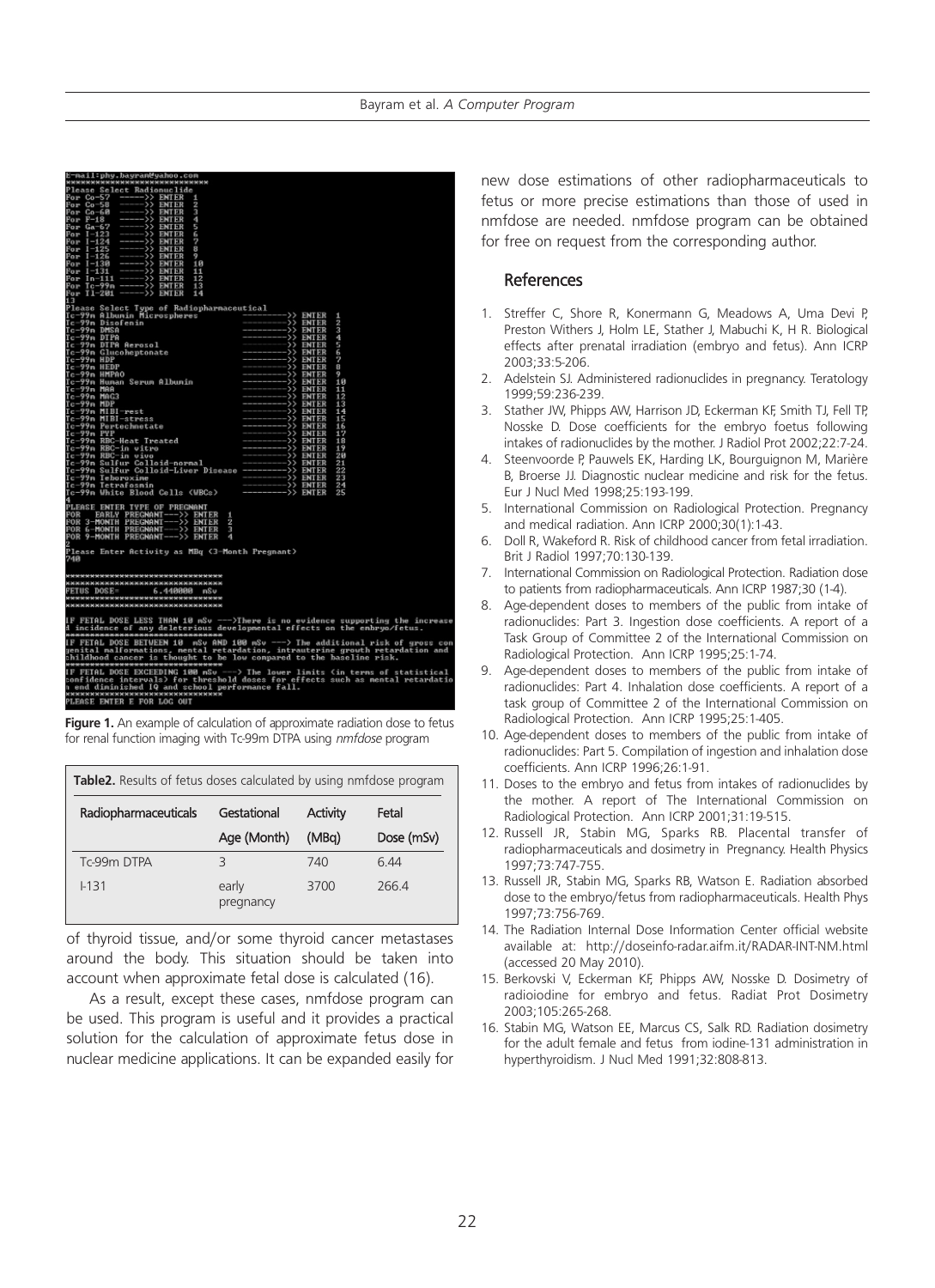**Figure 1.** An example of calculation of approximate radiation dose to fetus for renal function imaging with Tc-99m DTPA using *nmfdose* program

**Table2.** Results of fetus doses calculated by using nmfdose program

| Radiopharmaceuticals | Gestational Age (Month) | Activity (MBq) | Fetal Dose (mSv) |
|---|---|---|---|
| Tc-99m DTPA | 3 | 740 | 6.44 |
| I-131 | early pregnancy | 3700 | 266.4 |

of thyroid tissue, and/or some thyroid cancer metastases around the body. This situation should be taken into account when approximate fetal dose is calculated (16).

As a result, except these cases, nmfdose program can be used. This program is useful and it provides a practical solution for the calculation of approximate fetus dose in nuclear medicine applications. It can be expanded easily for new dose estimations of other radiopharmaceuticals to fetus or more precise estimations than those of used in nmfdose are needed. nmfdose program can be obtained for free on request from the corresponding author.

## References

1. Streffer C, Shore R, Konermann G, Meadows A, Uma Devi P, Preston Withers J, Holm LE, Stather J, Mabuchi K, H R. Biological effects after prenatal irradiation (embryo and fetus). Ann ICRP 2003;33:5-206.
2. Adelstein SJ. Administered radionuclides in pregnancy. Teratology 1999;59:236-239.
3. Stather JW, Phipps AW, Harrison JD, Eckerman KF, Smith TJ, Fell TP, Nosske D. Dose coefficients for the embryo foetus following intakes of radionuclides by the mother. J Radiol Prot 2002;22:7-24.
4. Steenvoorde P, Pauwels EK, Harding LK, Bourguignon M, Marière B, Broerse JJ. Diagnostic nuclear medicine and risk for the fetus. Eur J Nucl Med 1998;25:193-199.
5. International Commission on Radiological Protection. Pregnancy and medical radiation. Ann ICRP 2000;30(1):1-43.
6. Doll R, Wakeford R. Risk of childhood cancer from fetal irradiation. Brit J Radiol 1997;70:130-139.
7. International Commission on Radiological Protection. Radiation dose to patients from radiopharmaceuticals. Ann ICRP 1987;30 (1-4).
8. Age-dependent doses to members of the public from intake of radionuclides: Part 3. Ingestion dose coefficients. A report of a Task Group of Committee 2 of the International Commission on Radiological Protection. Ann ICRP 1995;25:1-74.
9. Age-dependent doses to members of the public from intake of radionuclides: Part 4. Inhalation dose coefficients. A report of a task group of Committee 2 of the International Commission on Radiological Protection. Ann ICRP 1995;25:1-405.
10. Age-dependent doses to members of the public from intake of radionuclides: Part 5. Compilation of ingestion and inhalation dose coefficients. Ann ICRP 1996;26:1-91.
11. Doses to the embryo and fetus from intakes of radionuclides by the mother. A report of The International Commission on Radiological Protection. Ann ICRP 2001;31:19-515.
12. Russell JR, Stabin MG, Sparks RB. Placental transfer of radiopharmaceuticals and dosimetry in Pregnancy. Health Physics 1997;73:747-755.
13. Russell JR, Stabin MG, Sparks RB, Watson E. Radiation absorbed dose to the embryo/fetus from radiopharmaceuticals. Health Phys 1997;73:756-769.
14. The Radiation Internal Dose Information Center official website available at: http://doseinfo-radar.aifm.it/RADAR-INT-NM.html (accessed 20 May 2010).
15. Berkovski V, Eckerman KF, Phipps AW, Nosske D. Dosimetry of radioiodine for embryo and fetus. Radiat Prot Dosimetry 2003;105:265-268.
16. Stabin MG, Watson EE, Marcus CS, Salk RD. Radiation dosimetry for the adult female and fetus from iodine-131 administration in hyperthyroidism. J Nucl Med 1991;32:808-813.